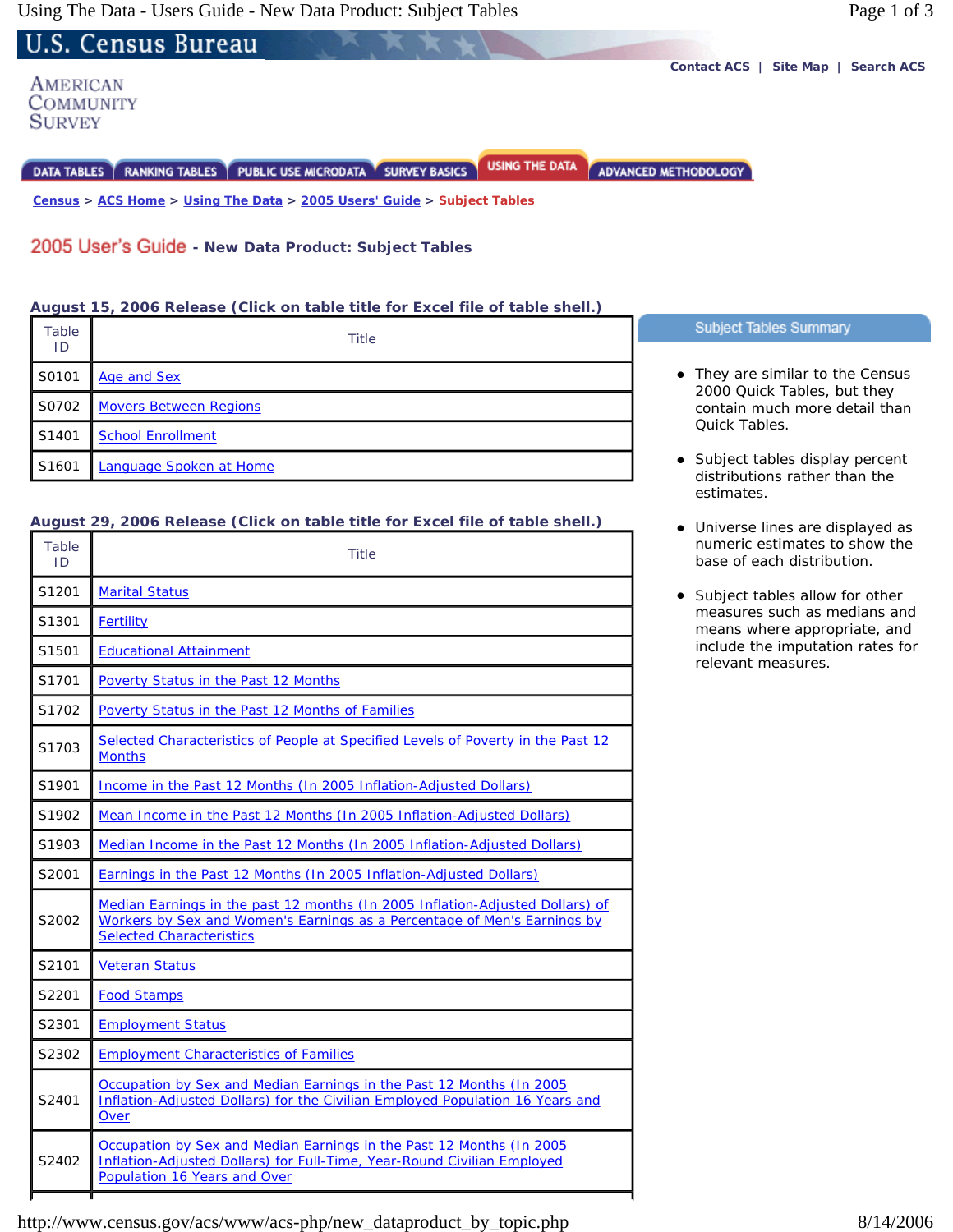U.S. Census Bureau

AMERICAN COMMUNITY SURVEY

Contact ACS | Site Map | Search ACS

DATA TABLES | RANKING TABLES | PUBLIC USE MICRODATA | SURVEY BASICS | USING THE DATA | ADVANCED METHODOLOGY

Census > ACS Home > Using The Data > 2005 Users' Guide > Subject Tables

# 2005 User's Guide - New Data Product: Subject Tables

**August 15, 2006 Release (Click on table title for Excel file of table shell.)**

| Table ID | Title |
|---|---|
| S0101 | Age and Sex |
| S0702 | Movers Between Regions |
| S1401 | School Enrollment |
| S1601 | Language Spoken at Home |

**August 29, 2006 Release (Click on table title for Excel file of table shell.)**

| Table ID | Title |
|---|---|
| S1201 | Marital Status |
| S1301 | Fertility |
| S1501 | Educational Attainment |
| S1701 | Poverty Status in the Past 12 Months |
| S1702 | Poverty Status in the Past 12 Months of Families |
| S1703 | Selected Characteristics of People at Specified Levels of Poverty in the Past 12 Months |
| S1901 | Income in the Past 12 Months (In 2005 Inflation-Adjusted Dollars) |
| S1902 | Mean Income in the Past 12 Months (In 2005 Inflation-Adjusted Dollars) |
| S1903 | Median Income in the Past 12 Months (In 2005 Inflation-Adjusted Dollars) |
| S2001 | Earnings in the Past 12 Months (In 2005 Inflation-Adjusted Dollars) |
| S2002 | Median Earnings in the past 12 months (In 2005 Inflation-Adjusted Dollars) of Workers by Sex and Women's Earnings as a Percentage of Men's Earnings by Selected Characteristics |
| S2101 | Veteran Status |
| S2201 | Food Stamps |
| S2301 | Employment Status |
| S2302 | Employment Characteristics of Families |
| S2401 | Occupation by Sex and Median Earnings in the Past 12 Months (In 2005 Inflation-Adjusted Dollars) for the Civilian Employed Population 16 Years and Over |
| S2402 | Occupation by Sex and Median Earnings in the Past 12 Months (In 2005 Inflation-Adjusted Dollars) for Full-Time, Year-Round Civilian Employed Population 16 Years and Over |

## Subject Tables Summary

- They are similar to the Census 2000 Quick Tables, but they contain much more detail than Quick Tables.
- Subject tables display percent distributions rather than the estimates.
- Universe lines are displayed as numeric estimates to show the base of each distribution.
- Subject tables allow for other measures such as medians and means where appropriate, and include the imputation rates for relevant measures.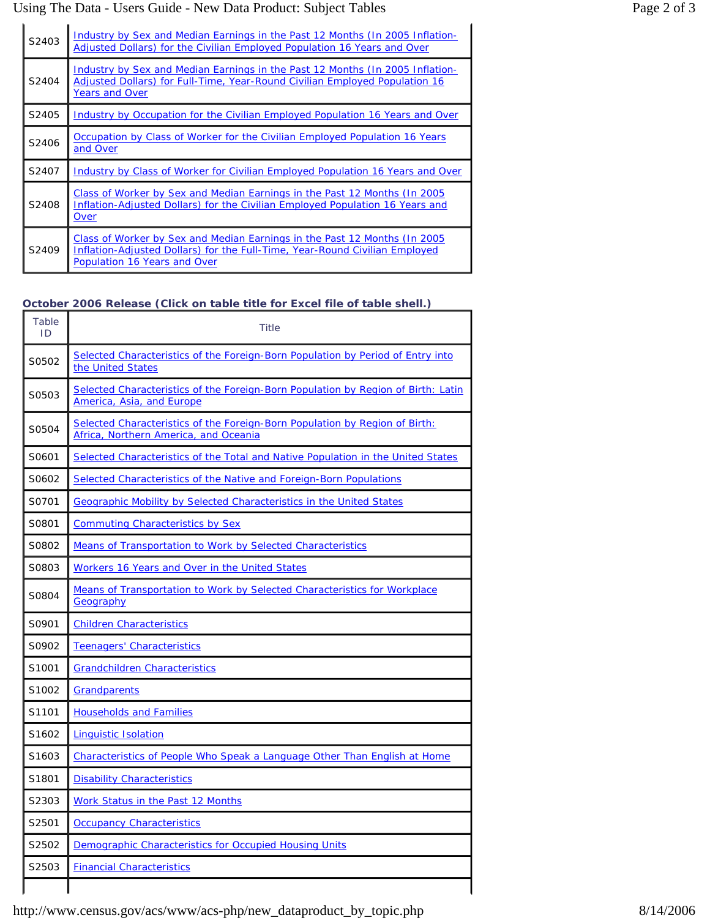| | |
|---|---|
| S2403 | Industry by Sex and Median Earnings in the Past 12 Months (In 2005 Inflation-Adjusted Dollars) for the Civilian Employed Population 16 Years and Over |
| S2404 | Industry by Sex and Median Earnings in the Past 12 Months (In 2005 Inflation-Adjusted Dollars) for Full-Time, Year-Round Civilian Employed Population 16 Years and Over |
| S2405 | Industry by Occupation for the Civilian Employed Population 16 Years and Over |
| S2406 | Occupation by Class of Worker for the Civilian Employed Population 16 Years and Over |
| S2407 | Industry by Class of Worker for Civilian Employed Population 16 Years and Over |
| S2408 | Class of Worker by Sex and Median Earnings in the Past 12 Months (In 2005 Inflation-Adjusted Dollars) for the Civilian Employed Population 16 Years and Over |
| S2409 | Class of Worker by Sex and Median Earnings in the Past 12 Months (In 2005 Inflation-Adjusted Dollars) for the Full-Time, Year-Round Civilian Employed Population 16 Years and Over |

**October 2006 Release (Click on table title for Excel file of table shell.)**

| Table ID | Title |
|---|---|
| S0502 | Selected Characteristics of the Foreign-Born Population by Period of Entry into the United States |
| S0503 | Selected Characteristics of the Foreign-Born Population by Region of Birth: Latin America, Asia, and Europe |
| S0504 | Selected Characteristics of the Foreign-Born Population by Region of Birth: Africa, Northern America, and Oceania |
| S0601 | Selected Characteristics of the Total and Native Population in the United States |
| S0602 | Selected Characteristics of the Native and Foreign-Born Populations |
| S0701 | Geographic Mobility by Selected Characteristics in the United States |
| S0801 | Commuting Characteristics by Sex |
| S0802 | Means of Transportation to Work by Selected Characteristics |
| S0803 | Workers 16 Years and Over in the United States |
| S0804 | Means of Transportation to Work by Selected Characteristics for Workplace Geography |
| S0901 | Children Characteristics |
| S0902 | Teenagers' Characteristics |
| S1001 | Grandchildren Characteristics |
| S1002 | Grandparents |
| S1101 | Households and Families |
| S1602 | Linguistic Isolation |
| S1603 | Characteristics of People Who Speak a Language Other Than English at Home |
| S1801 | Disability Characteristics |
| S2303 | Work Status in the Past 12 Months |
| S2501 | Occupancy Characteristics |
| S2502 | Demographic Characteristics for Occupied Housing Units |
| S2503 | Financial Characteristics |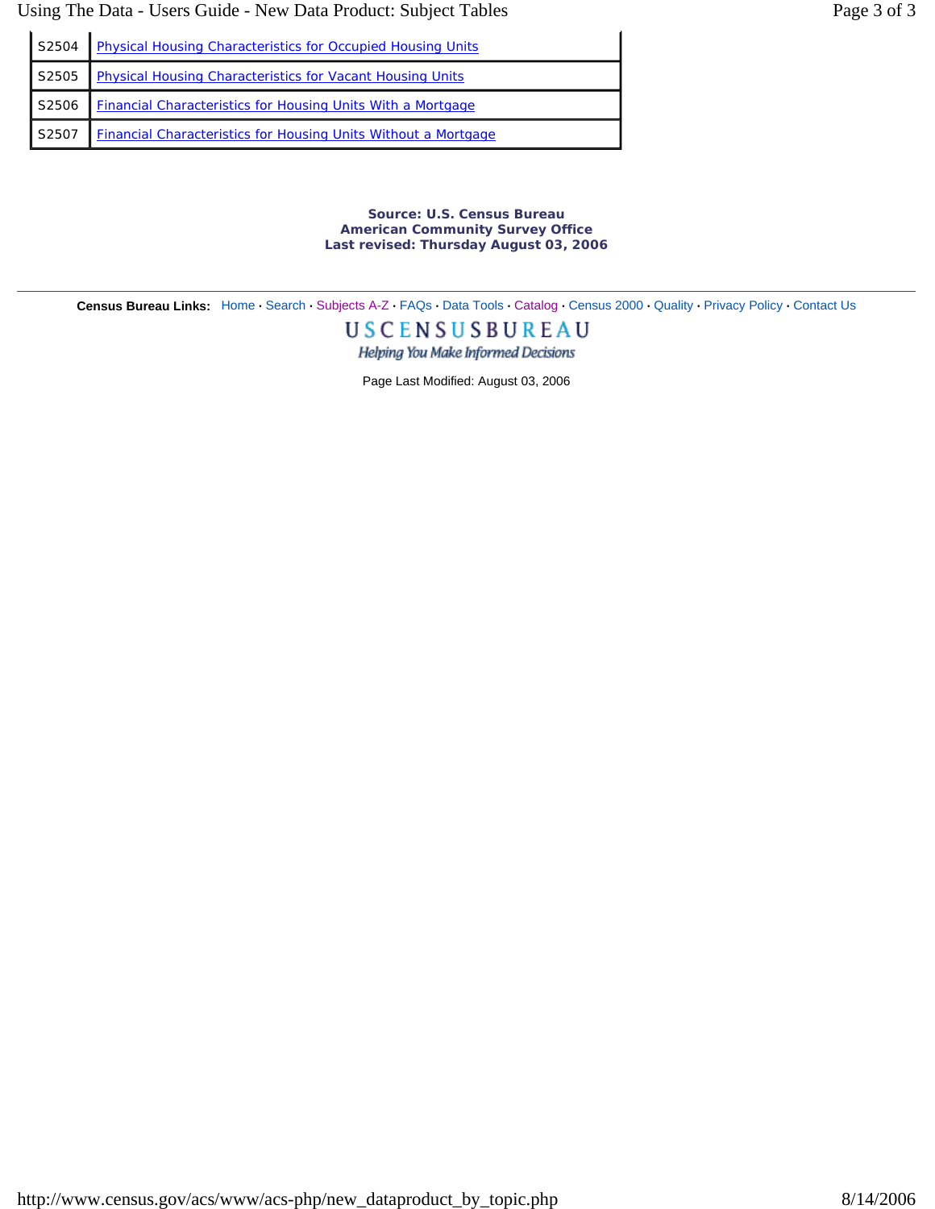| | |
|---|---|
| S2504 | Physical Housing Characteristics for Occupied Housing Units |
| S2505 | Physical Housing Characteristics for Vacant Housing Units |
| S2506 | Financial Characteristics for Housing Units With a Mortgage |
| S2507 | Financial Characteristics for Housing Units Without a Mortgage |

**Source: U.S. Census Bureau**
**American Community Survey Office**
**Last revised: Thursday August 03, 2006**

---

**Census Bureau Links:** Home · Search · Subjects A-Z · FAQs · Data Tools · Catalog · Census 2000 · Quality · Privacy Policy · Contact Us

USCENSUSBUREAU
*Helping You Make Informed Decisions*

Page Last Modified: August 03, 2006